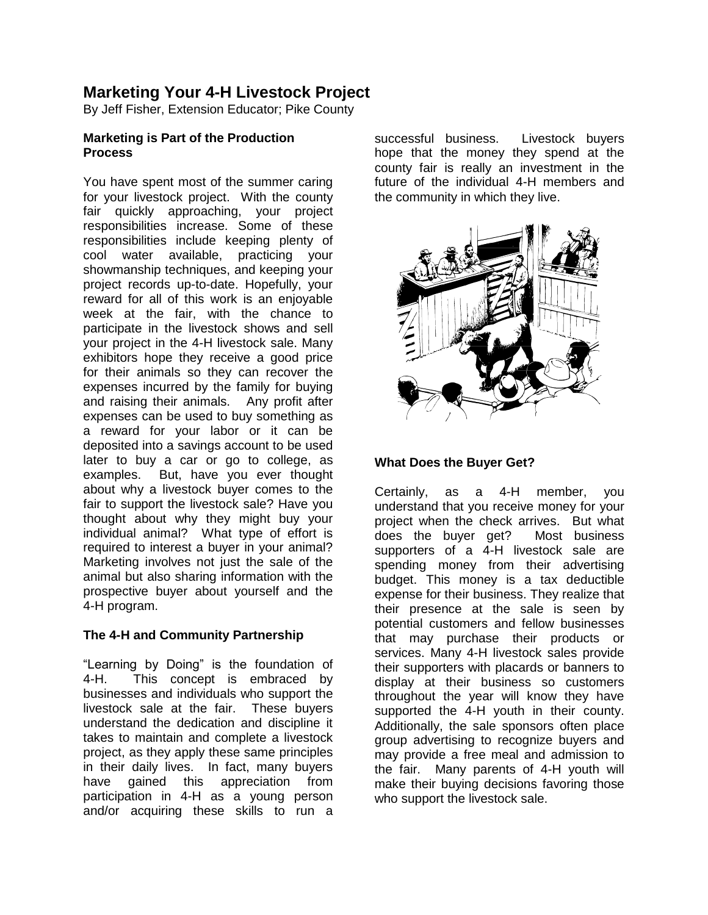# Marketing Your 4-H Livestock Project

By Jeff Fisher, Extension Educator; Pike County

## Marketing is Part of the Production Process

You have spent most of the summer caring for your livestock project. With the county fair quickly approaching, your project responsibilities increase. Some of these responsibilities include keeping plenty of cool water available, practicing your showmanship techniques, and keeping your project records up-to-date. Hopefully, your reward for all of this work is an enjoyable week at the fair, with the chance to participate in the livestock shows and sell your project in the 4-H livestock sale. Many exhibitors hope they receive a good price for their animals so they can recover the expenses incurred by the family for buying and raising their animals. Any profit after expenses can be used to buy something as a reward for your labor or it can be deposited into a savings account to be used later to buy a car or go to college, as examples. But, have you ever thought about why a livestock buyer comes to the fair to support the livestock sale? Have you thought about why they might buy your individual animal? What type of effort is required to interest a buyer in your animal? Marketing involves not just the sale of the animal but also sharing information with the prospective buyer about yourself and the 4-H program.

## The 4-H and Community Partnership

"Learning by Doing" is the foundation of 4-H. This concept is embraced by businesses and individuals who support the livestock sale at the fair. These buyers understand the dedication and discipline it takes to maintain and complete a livestock project, as they apply these same principles in their daily lives. In fact, many buyers have gained this appreciation from participation in 4-H as a young person and/or acquiring these skills to run a successful business. Livestock buyers hope that the money they spend at the county fair is really an investment in the future of the individual 4-H members and the community in which they live.

## What Does the Buyer Get?

Certainly, as a 4-H member, you understand that you receive money for your project when the check arrives. But what does the buyer get? Most business supporters of a 4-H livestock sale are spending money from their advertising budget. This money is a tax deductible expense for their business. They realize that their presence at the sale is seen by potential customers and fellow businesses that may purchase their products or services. Many 4-H livestock sales provide their supporters with placards or banners to display at their business so customers throughout the year will know they have supported the 4-H youth in their county. Additionally, the sale sponsors often place group advertising to recognize buyers and may provide a free meal and admission to the fair. Many parents of 4-H youth will make their buying decisions favoring those who support the livestock sale.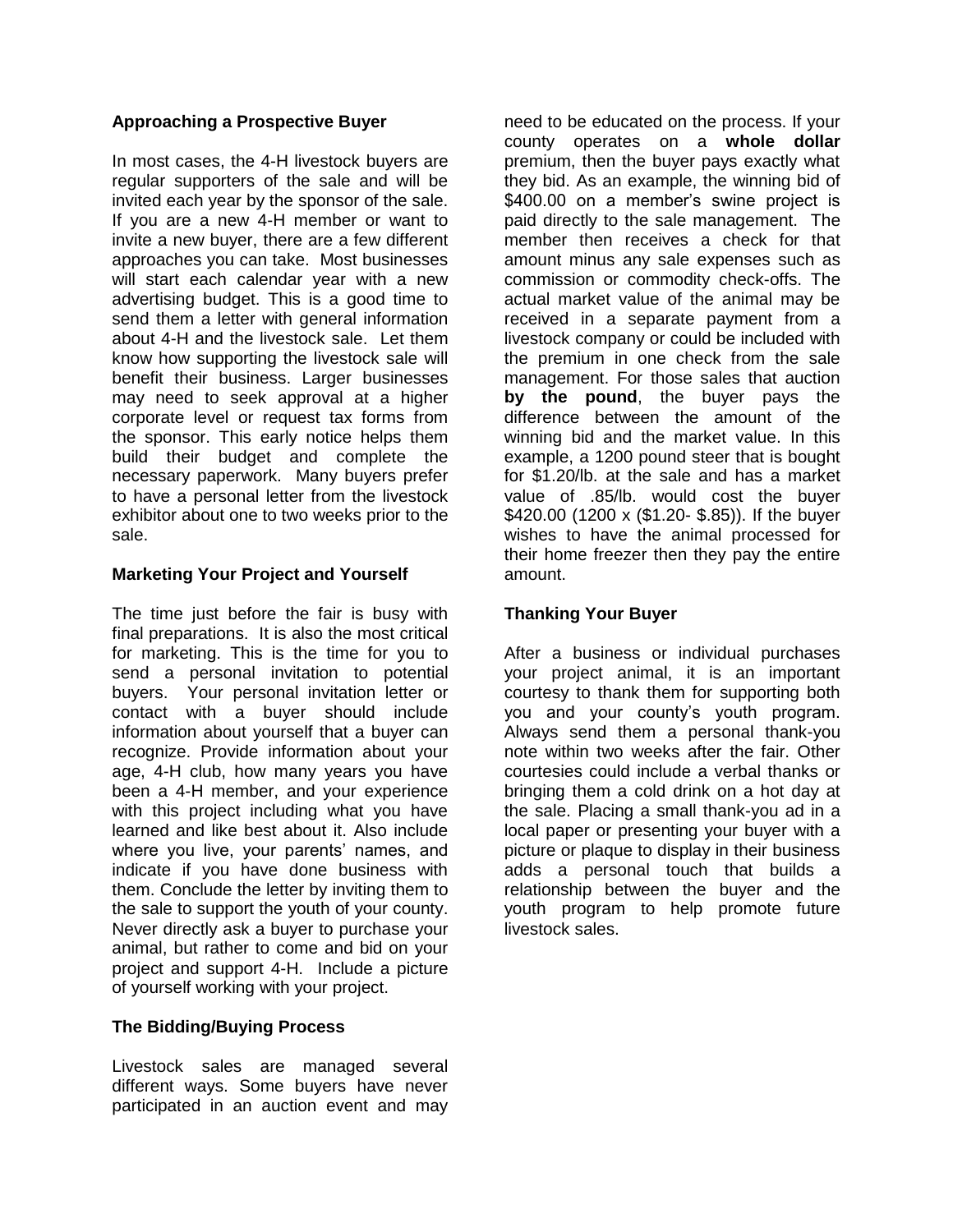## Approaching a Prospective Buyer

In most cases, the 4-H livestock buyers are regular supporters of the sale and will be invited each year by the sponsor of the sale. If you are a new 4-H member or want to invite a new buyer, there are a few different approaches you can take. Most businesses will start each calendar year with a new advertising budget. This is a good time to send them a letter with general information about 4-H and the livestock sale. Let them know how supporting the livestock sale will benefit their business. Larger businesses may need to seek approval at a higher corporate level or request tax forms from the sponsor. This early notice helps them build their budget and complete the necessary paperwork. Many buyers prefer to have a personal letter from the livestock exhibitor about one to two weeks prior to the sale.

## Marketing Your Project and Yourself

The time just before the fair is busy with final preparations. It is also the most critical for marketing. This is the time for you to send a personal invitation to potential buyers. Your personal invitation letter or contact with a buyer should include information about yourself that a buyer can recognize. Provide information about your age, 4-H club, how many years you have been a 4-H member, and your experience with this project including what you have learned and like best about it. Also include where you live, your parents' names, and indicate if you have done business with them. Conclude the letter by inviting them to the sale to support the youth of your county. Never directly ask a buyer to purchase your animal, but rather to come and bid on your project and support 4-H. Include a picture of yourself working with your project.

## The Bidding/Buying Process

Livestock sales are managed several different ways. Some buyers have never participated in an auction event and may need to be educated on the process. If your county operates on a **whole dollar** premium, then the buyer pays exactly what they bid. As an example, the winning bid of $400.00 on a member's swine project is paid directly to the sale management. The member then receives a check for that amount minus any sale expenses such as commission or commodity check-offs. The actual market value of the animal may be received in a separate payment from a livestock company or could be included with the premium in one check from the sale management. For those sales that auction **by the pound**, the buyer pays the difference between the amount of the winning bid and the market value. In this example, a 1200 pound steer that is bought for $1.20/lb. at the sale and has a market value of .85/lb. would cost the buyer $420.00 (1200 x ($1.20- $.85)). If the buyer wishes to have the animal processed for their home freezer then they pay the entire amount.

## Thanking Your Buyer

After a business or individual purchases your project animal, it is an important courtesy to thank them for supporting both you and your county's youth program. Always send them a personal thank-you note within two weeks after the fair. Other courtesies could include a verbal thanks or bringing them a cold drink on a hot day at the sale. Placing a small thank-you ad in a local paper or presenting your buyer with a picture or plaque to display in their business adds a personal touch that builds a relationship between the buyer and the youth program to help promote future livestock sales.